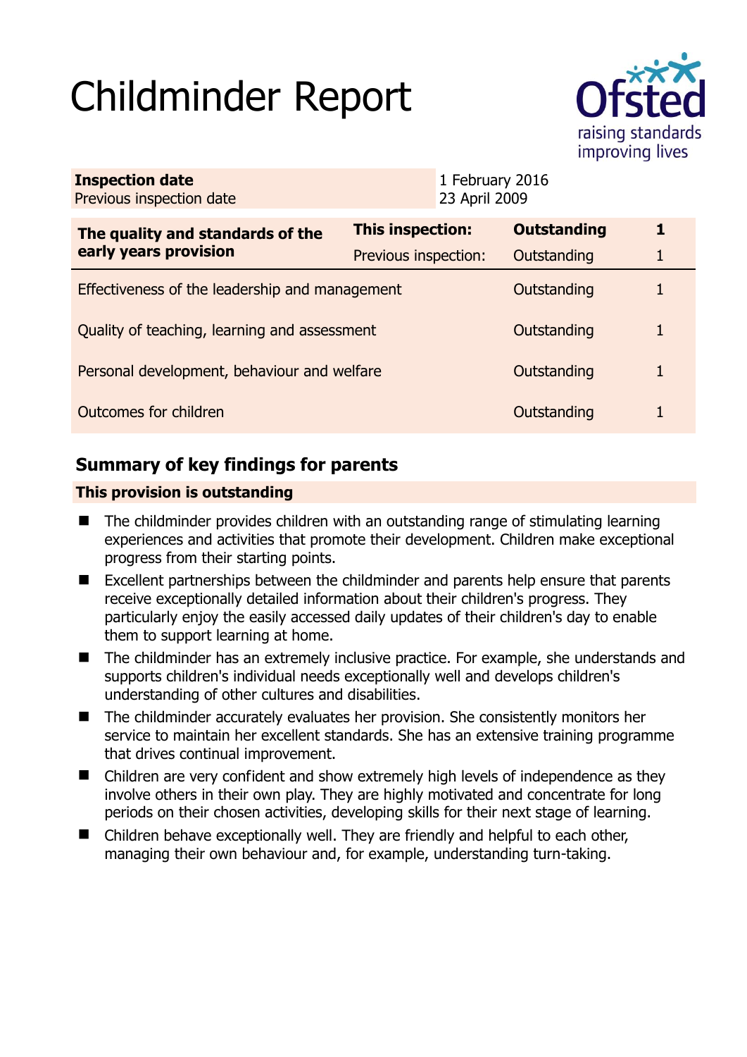# Childminder Report

| **Inspection date** | 1 February 2016 |
| --- | --- |
| Previous inspection date | 23 April 2009 |

| **The quality and standards of the early years provision** | **This inspection:** | **Outstanding** | **1** |
| --- | --- | --- | --- |
| | Previous inspection: | Outstanding | 1 |
| Effectiveness of the leadership and management | | Outstanding | 1 |
| Quality of teaching, learning and assessment | | Outstanding | 1 |
| Personal development, behaviour and welfare | | Outstanding | 1 |
| Outcomes for children | | Outstanding | 1 |

## Summary of key findings for parents

**This provision is outstanding**

- The childminder provides children with an outstanding range of stimulating learning experiences and activities that promote their development. Children make exceptional progress from their starting points.
- Excellent partnerships between the childminder and parents help ensure that parents receive exceptionally detailed information about their children's progress. They particularly enjoy the easily accessed daily updates of their children's day to enable them to support learning at home.
- The childminder has an extremely inclusive practice. For example, she understands and supports children's individual needs exceptionally well and develops children's understanding of other cultures and disabilities.
- The childminder accurately evaluates her provision. She consistently monitors her service to maintain her excellent standards. She has an extensive training programme that drives continual improvement.
- Children are very confident and show extremely high levels of independence as they involve others in their own play. They are highly motivated and concentrate for long periods on their chosen activities, developing skills for their next stage of learning.
- Children behave exceptionally well. They are friendly and helpful to each other, managing their own behaviour and, for example, understanding turn-taking.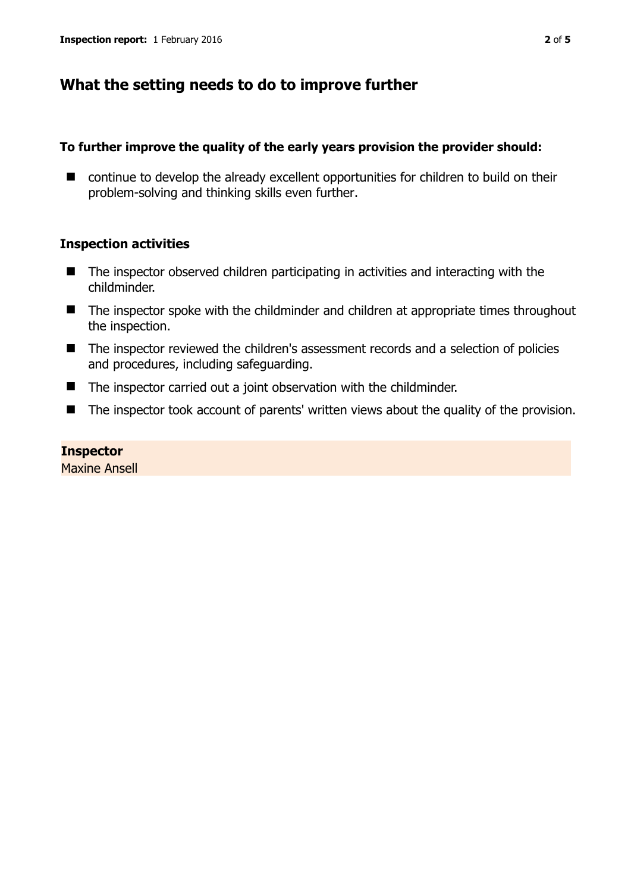## What the setting needs to do to improve further

**To further improve the quality of the early years provision the provider should:**

- continue to develop the already excellent opportunities for children to build on their problem-solving and thinking skills even further.

### Inspection activities

- The inspector observed children participating in activities and interacting with the childminder.
- The inspector spoke with the childminder and children at appropriate times throughout the inspection.
- The inspector reviewed the children's assessment records and a selection of policies and procedures, including safeguarding.
- The inspector carried out a joint observation with the childminder.
- The inspector took account of parents' written views about the quality of the provision.

**Inspector**
Maxine Ansell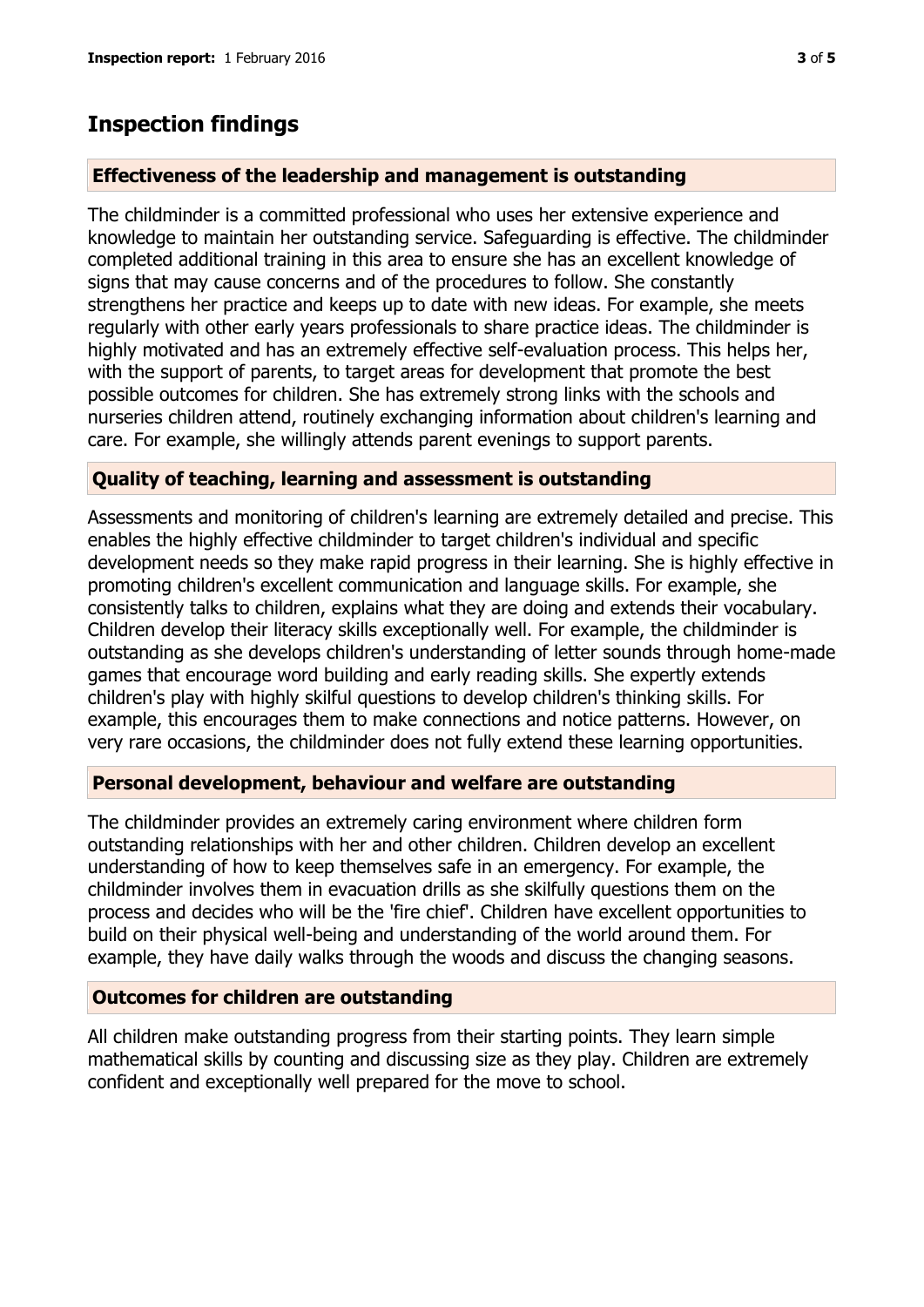## Inspection findings

### Effectiveness of the leadership and management is outstanding

The childminder is a committed professional who uses her extensive experience and knowledge to maintain her outstanding service. Safeguarding is effective. The childminder completed additional training in this area to ensure she has an excellent knowledge of signs that may cause concerns and of the procedures to follow. She constantly strengthens her practice and keeps up to date with new ideas. For example, she meets regularly with other early years professionals to share practice ideas. The childminder is highly motivated and has an extremely effective self-evaluation process. This helps her, with the support of parents, to target areas for development that promote the best possible outcomes for children. She has extremely strong links with the schools and nurseries children attend, routinely exchanging information about children's learning and care. For example, she willingly attends parent evenings to support parents.

### Quality of teaching, learning and assessment is outstanding

Assessments and monitoring of children's learning are extremely detailed and precise. This enables the highly effective childminder to target children's individual and specific development needs so they make rapid progress in their learning. She is highly effective in promoting children's excellent communication and language skills. For example, she consistently talks to children, explains what they are doing and extends their vocabulary. Children develop their literacy skills exceptionally well. For example, the childminder is outstanding as she develops children's understanding of letter sounds through home-made games that encourage word building and early reading skills. She expertly extends children's play with highly skilful questions to develop children's thinking skills. For example, this encourages them to make connections and notice patterns. However, on very rare occasions, the childminder does not fully extend these learning opportunities.

### Personal development, behaviour and welfare are outstanding

The childminder provides an extremely caring environment where children form outstanding relationships with her and other children. Children develop an excellent understanding of how to keep themselves safe in an emergency. For example, the childminder involves them in evacuation drills as she skilfully questions them on the process and decides who will be the 'fire chief'. Children have excellent opportunities to build on their physical well-being and understanding of the world around them. For example, they have daily walks through the woods and discuss the changing seasons.

### Outcomes for children are outstanding

All children make outstanding progress from their starting points. They learn simple mathematical skills by counting and discussing size as they play. Children are extremely confident and exceptionally well prepared for the move to school.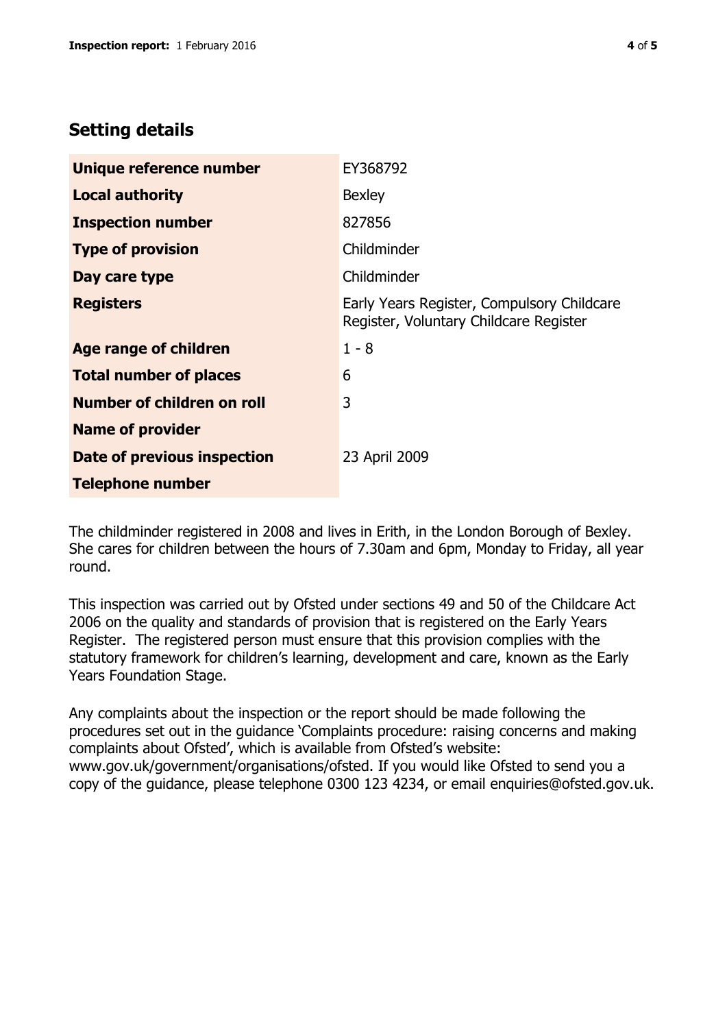## Setting details

| | |
|---|---|
| **Unique reference number** | EY368792 |
| **Local authority** | Bexley |
| **Inspection number** | 827856 |
| **Type of provision** | Childminder |
| **Day care type** | Childminder |
| **Registers** | Early Years Register, Compulsory Childcare Register, Voluntary Childcare Register |
| **Age range of children** | 1 - 8 |
| **Total number of places** | 6 |
| **Number of children on roll** | 3 |
| **Name of provider** | |
| **Date of previous inspection** | 23 April 2009 |
| **Telephone number** | |

The childminder registered in 2008 and lives in Erith, in the London Borough of Bexley. She cares for children between the hours of 7.30am and 6pm, Monday to Friday, all year round.

This inspection was carried out by Ofsted under sections 49 and 50 of the Childcare Act 2006 on the quality and standards of provision that is registered on the Early Years Register. The registered person must ensure that this provision complies with the statutory framework for children's learning, development and care, known as the Early Years Foundation Stage.

Any complaints about the inspection or the report should be made following the procedures set out in the guidance 'Complaints procedure: raising concerns and making complaints about Ofsted', which is available from Ofsted's website: www.gov.uk/government/organisations/ofsted. If you would like Ofsted to send you a copy of the guidance, please telephone 0300 123 4234, or email enquiries@ofsted.gov.uk.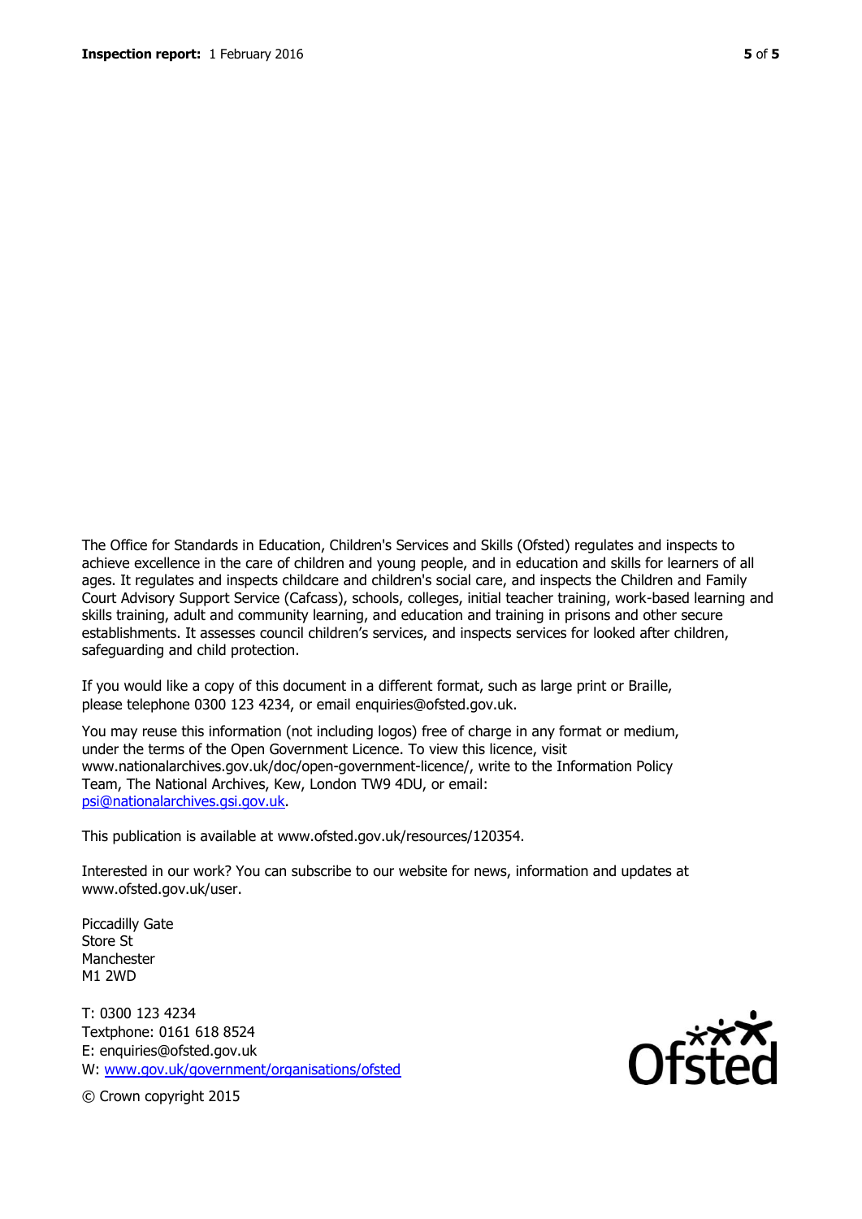The Office for Standards in Education, Children's Services and Skills (Ofsted) regulates and inspects to achieve excellence in the care of children and young people, and in education and skills for learners of all ages. It regulates and inspects childcare and children's social care, and inspects the Children and Family Court Advisory Support Service (Cafcass), schools, colleges, initial teacher training, work-based learning and skills training, adult and community learning, and education and training in prisons and other secure establishments. It assesses council children's services, and inspects services for looked after children, safeguarding and child protection.

If you would like a copy of this document in a different format, such as large print or Braille, please telephone 0300 123 4234, or email enquiries@ofsted.gov.uk.

You may reuse this information (not including logos) free of charge in any format or medium, under the terms of the Open Government Licence. To view this licence, visit www.nationalarchives.gov.uk/doc/open-government-licence/, write to the Information Policy Team, The National Archives, Kew, London TW9 4DU, or email: psi@nationalarchives.gsi.gov.uk.

This publication is available at www.ofsted.gov.uk/resources/120354.

Interested in our work? You can subscribe to our website for news, information and updates at www.ofsted.gov.uk/user.

Piccadilly Gate
Store St
Manchester
M1 2WD

T: 0300 123 4234
Textphone: 0161 618 8524
E: enquiries@ofsted.gov.uk
W: www.gov.uk/government/organisations/ofsted

© Crown copyright 2015